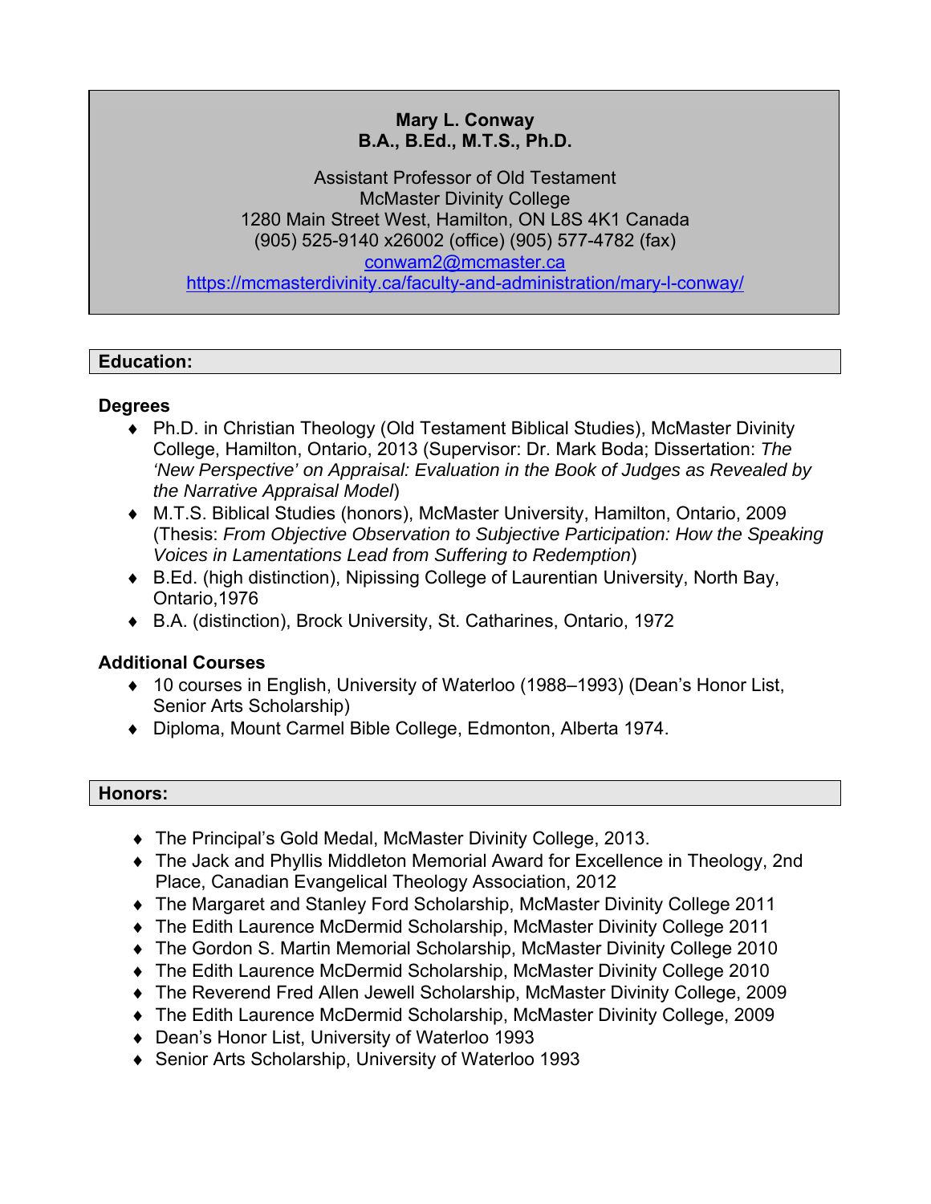**Mary L. Conway**
**B.A., B.Ed., M.T.S., Ph.D.**

Assistant Professor of Old Testament
McMaster Divinity College
1280 Main Street West, Hamilton, ON L8S 4K1 Canada
(905) 525-9140 x26002 (office) (905) 577-4782 (fax)
conwam2@mcmaster.ca
https://mcmasterdivinity.ca/faculty-and-administration/mary-l-conway/

## Education:

### Degrees

- Ph.D. in Christian Theology (Old Testament Biblical Studies), McMaster Divinity College, Hamilton, Ontario, 2013 (Supervisor: Dr. Mark Boda; Dissertation: *The 'New Perspective' on Appraisal: Evaluation in the Book of Judges as Revealed by the Narrative Appraisal Model*)
- M.T.S. Biblical Studies (honors), McMaster University, Hamilton, Ontario, 2009 (Thesis: *From Objective Observation to Subjective Participation: How the Speaking Voices in Lamentations Lead from Suffering to Redemption*)
- B.Ed. (high distinction), Nipissing College of Laurentian University, North Bay, Ontario,1976
- B.A. (distinction), Brock University, St. Catharines, Ontario, 1972

### Additional Courses

- 10 courses in English, University of Waterloo (1988–1993) (Dean's Honor List, Senior Arts Scholarship)
- Diploma, Mount Carmel Bible College, Edmonton, Alberta 1974.

## Honors:

- The Principal's Gold Medal, McMaster Divinity College, 2013.
- The Jack and Phyllis Middleton Memorial Award for Excellence in Theology, 2nd Place, Canadian Evangelical Theology Association, 2012
- The Margaret and Stanley Ford Scholarship, McMaster Divinity College 2011
- The Edith Laurence McDermid Scholarship, McMaster Divinity College 2011
- The Gordon S. Martin Memorial Scholarship, McMaster Divinity College 2010
- The Edith Laurence McDermid Scholarship, McMaster Divinity College 2010
- The Reverend Fred Allen Jewell Scholarship, McMaster Divinity College, 2009
- The Edith Laurence McDermid Scholarship, McMaster Divinity College, 2009
- Dean's Honor List, University of Waterloo 1993
- Senior Arts Scholarship, University of Waterloo 1993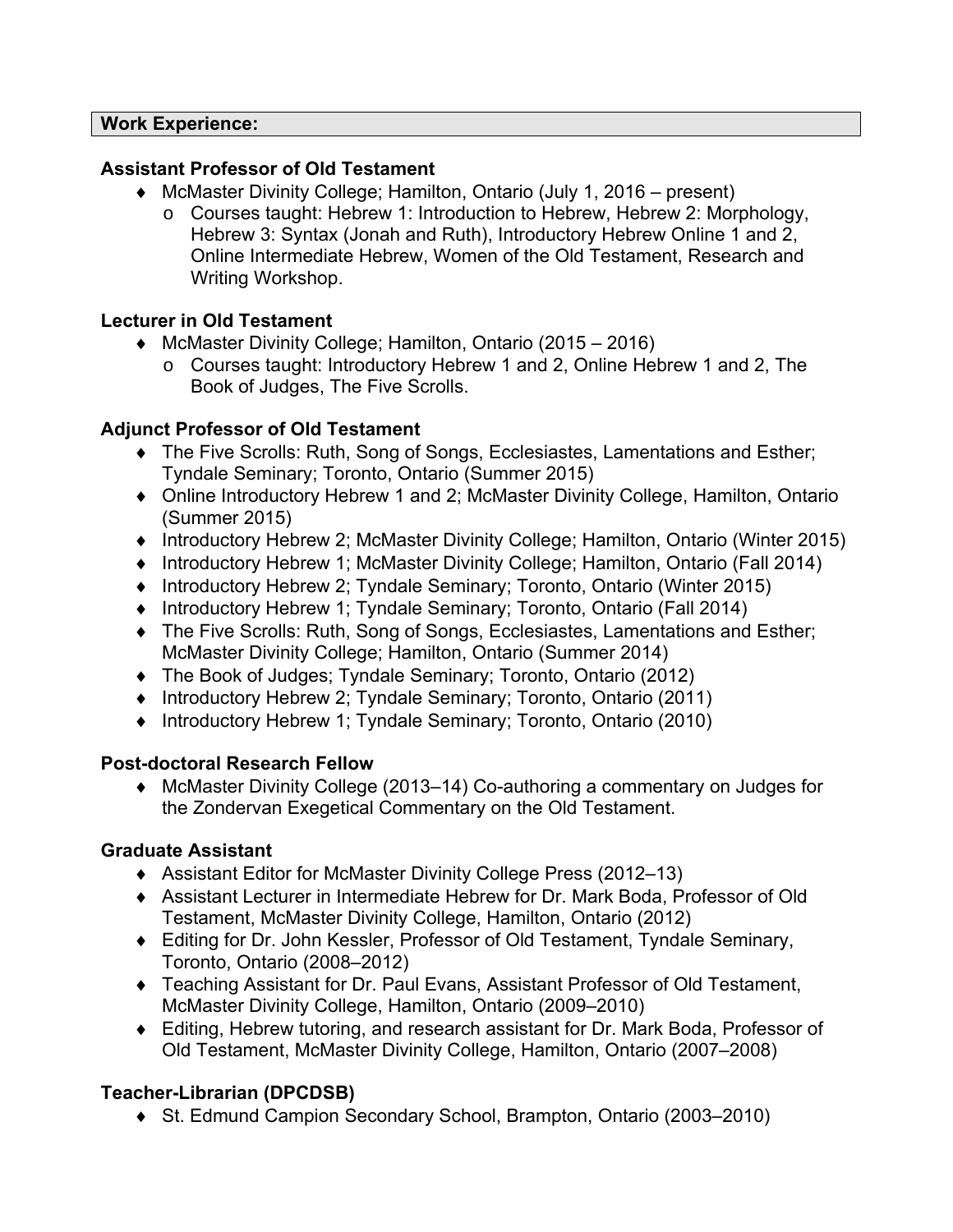## Work Experience:

### Assistant Professor of Old Testament

- McMaster Divinity College; Hamilton, Ontario (July 1, 2016 – present)
  - Courses taught: Hebrew 1: Introduction to Hebrew, Hebrew 2: Morphology, Hebrew 3: Syntax (Jonah and Ruth), Introductory Hebrew Online 1 and 2, Online Intermediate Hebrew, Women of the Old Testament, Research and Writing Workshop.

### Lecturer in Old Testament

- McMaster Divinity College; Hamilton, Ontario (2015 – 2016)
  - Courses taught: Introductory Hebrew 1 and 2, Online Hebrew 1 and 2, The Book of Judges, The Five Scrolls.

### Adjunct Professor of Old Testament

- The Five Scrolls: Ruth, Song of Songs, Ecclesiastes, Lamentations and Esther; Tyndale Seminary; Toronto, Ontario (Summer 2015)
- Online Introductory Hebrew 1 and 2; McMaster Divinity College, Hamilton, Ontario (Summer 2015)
- Introductory Hebrew 2; McMaster Divinity College; Hamilton, Ontario (Winter 2015)
- Introductory Hebrew 1; McMaster Divinity College; Hamilton, Ontario (Fall 2014)
- Introductory Hebrew 2; Tyndale Seminary; Toronto, Ontario (Winter 2015)
- Introductory Hebrew 1; Tyndale Seminary; Toronto, Ontario (Fall 2014)
- The Five Scrolls: Ruth, Song of Songs, Ecclesiastes, Lamentations and Esther; McMaster Divinity College; Hamilton, Ontario (Summer 2014)
- The Book of Judges; Tyndale Seminary; Toronto, Ontario (2012)
- Introductory Hebrew 2; Tyndale Seminary; Toronto, Ontario (2011)
- Introductory Hebrew 1; Tyndale Seminary; Toronto, Ontario (2010)

### Post-doctoral Research Fellow

- McMaster Divinity College (2013–14) Co-authoring a commentary on Judges for the Zondervan Exegetical Commentary on the Old Testament.

### Graduate Assistant

- Assistant Editor for McMaster Divinity College Press (2012–13)
- Assistant Lecturer in Intermediate Hebrew for Dr. Mark Boda, Professor of Old Testament, McMaster Divinity College, Hamilton, Ontario (2012)
- Editing for Dr. John Kessler, Professor of Old Testament, Tyndale Seminary, Toronto, Ontario (2008–2012)
- Teaching Assistant for Dr. Paul Evans, Assistant Professor of Old Testament, McMaster Divinity College, Hamilton, Ontario (2009–2010)
- Editing, Hebrew tutoring, and research assistant for Dr. Mark Boda, Professor of Old Testament, McMaster Divinity College, Hamilton, Ontario (2007–2008)

### Teacher-Librarian (DPCDSB)

- St. Edmund Campion Secondary School, Brampton, Ontario (2003–2010)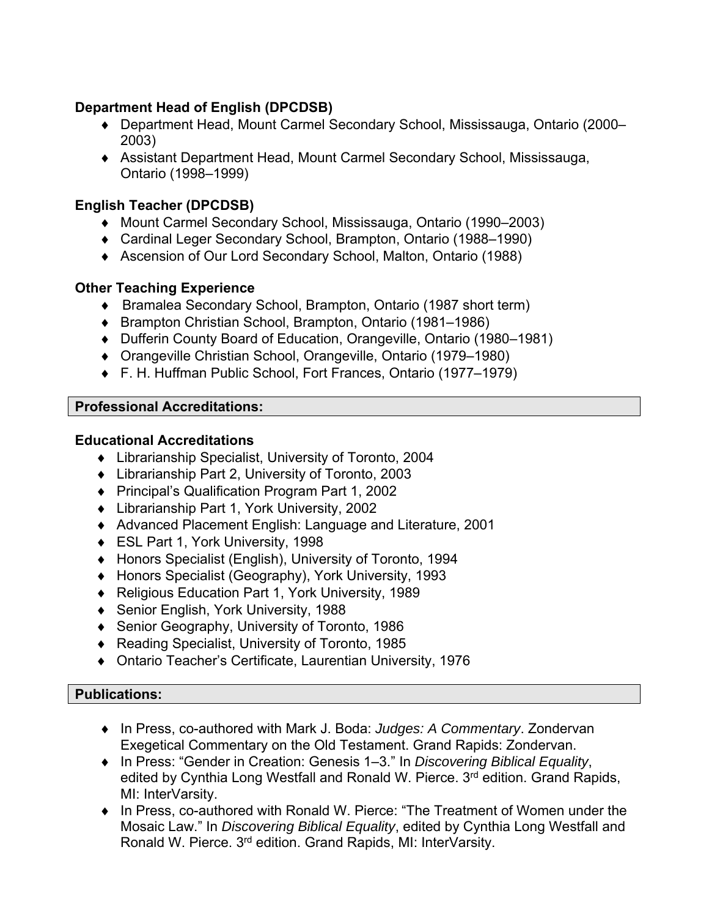### Department Head of English (DPCDSB)

- Department Head, Mount Carmel Secondary School, Mississauga, Ontario (2000–2003)
- Assistant Department Head, Mount Carmel Secondary School, Mississauga, Ontario (1998–1999)

### English Teacher (DPCDSB)

- Mount Carmel Secondary School, Mississauga, Ontario (1990–2003)
- Cardinal Leger Secondary School, Brampton, Ontario (1988–1990)
- Ascension of Our Lord Secondary School, Malton, Ontario (1988)

### Other Teaching Experience

- Bramalea Secondary School, Brampton, Ontario (1987 short term)
- Brampton Christian School, Brampton, Ontario (1981–1986)
- Dufferin County Board of Education, Orangeville, Ontario (1980–1981)
- Orangeville Christian School, Orangeville, Ontario (1979–1980)
- F. H. Huffman Public School, Fort Frances, Ontario (1977–1979)

## Professional Accreditations:

### Educational Accreditations

- Librarianship Specialist, University of Toronto, 2004
- Librarianship Part 2, University of Toronto, 2003
- Principal's Qualification Program Part 1, 2002
- Librarianship Part 1, York University, 2002
- Advanced Placement English: Language and Literature, 2001
- ESL Part 1, York University, 1998
- Honors Specialist (English), University of Toronto, 1994
- Honors Specialist (Geography), York University, 1993
- Religious Education Part 1, York University, 1989
- Senior English, York University, 1988
- Senior Geography, University of Toronto, 1986
- Reading Specialist, University of Toronto, 1985
- Ontario Teacher's Certificate, Laurentian University, 1976

## Publications:

- In Press, co-authored with Mark J. Boda: *Judges: A Commentary*. Zondervan Exegetical Commentary on the Old Testament. Grand Rapids: Zondervan.
- In Press: "Gender in Creation: Genesis 1–3." In *Discovering Biblical Equality*, edited by Cynthia Long Westfall and Ronald W. Pierce. 3rd edition. Grand Rapids, MI: InterVarsity.
- In Press, co-authored with Ronald W. Pierce: "The Treatment of Women under the Mosaic Law." In *Discovering Biblical Equality*, edited by Cynthia Long Westfall and Ronald W. Pierce. 3rd edition. Grand Rapids, MI: InterVarsity.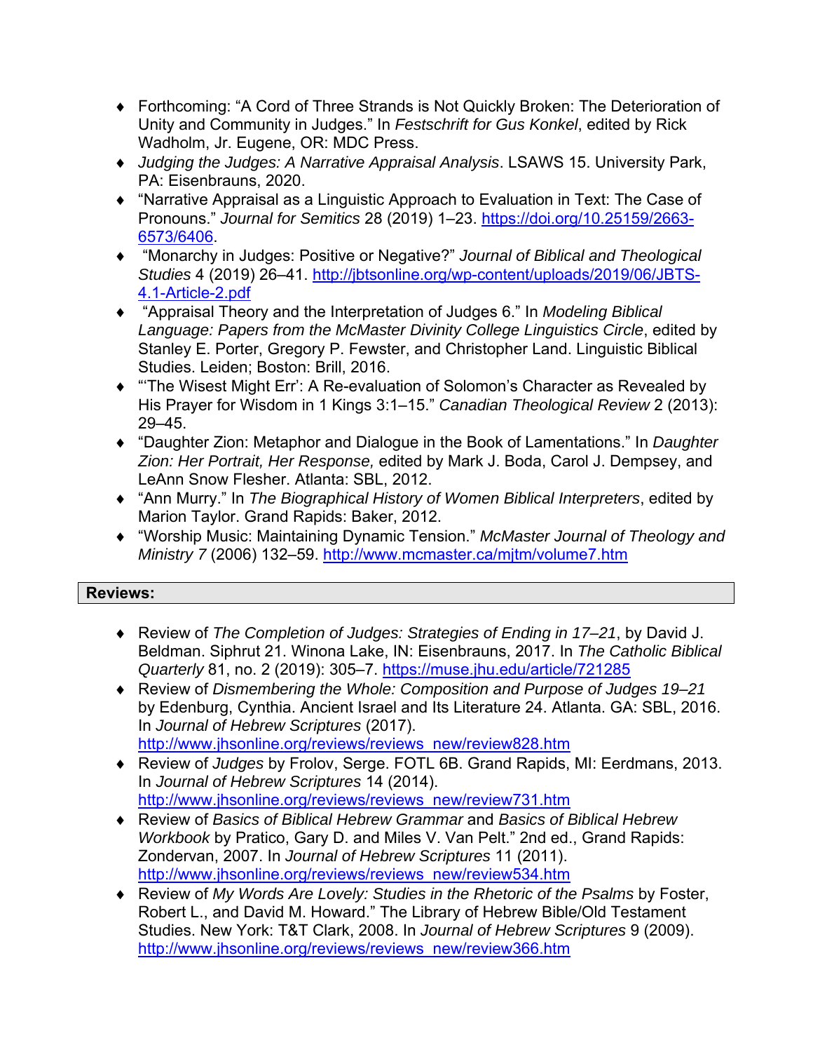- Forthcoming: “A Cord of Three Strands is Not Quickly Broken: The Deterioration of Unity and Community in Judges.” In *Festschrift for Gus Konkel*, edited by Rick Wadholm, Jr. Eugene, OR: MDC Press.
- *Judging the Judges: A Narrative Appraisal Analysis*. LSAWS 15. University Park, PA: Eisenbrauns, 2020.
- “Narrative Appraisal as a Linguistic Approach to Evaluation in Text: The Case of Pronouns.” *Journal for Semitics* 28 (2019) 1–23. https://doi.org/10.25159/2663-6573/6406.
- “Monarchy in Judges: Positive or Negative?” *Journal of Biblical and Theological Studies* 4 (2019) 26–41. http://jbtsonline.org/wp-content/uploads/2019/06/JBTS-4.1-Article-2.pdf
- “Appraisal Theory and the Interpretation of Judges 6.” In *Modeling Biblical Language: Papers from the McMaster Divinity College Linguistics Circle*, edited by Stanley E. Porter, Gregory P. Fewster, and Christopher Land. Linguistic Biblical Studies. Leiden; Boston: Brill, 2016.
- “‘The Wisest Might Err’: A Re-evaluation of Solomon’s Character as Revealed by His Prayer for Wisdom in 1 Kings 3:1–15.” *Canadian Theological Review* 2 (2013): 29–45.
- “Daughter Zion: Metaphor and Dialogue in the Book of Lamentations.” In *Daughter Zion: Her Portrait, Her Response,* edited by Mark J. Boda, Carol J. Dempsey, and LeAnn Snow Flesher. Atlanta: SBL, 2012.
- “Ann Murry.” In *The Biographical History of Women Biblical Interpreters*, edited by Marion Taylor. Grand Rapids: Baker, 2012.
- “Worship Music: Maintaining Dynamic Tension.” *McMaster Journal of Theology and Ministry 7* (2006) 132–59. http://www.mcmaster.ca/mjtm/volume7.htm

## Reviews:

- Review of *The Completion of Judges: Strategies of Ending in 17–21*, by David J. Beldman. Siphrut 21. Winona Lake, IN: Eisenbrauns, 2017. In *The Catholic Biblical Quarterly* 81, no. 2 (2019): 305–7. https://muse.jhu.edu/article/721285
- Review of *Dismembering the Whole: Composition and Purpose of Judges 19–21* by Edenburg, Cynthia. Ancient Israel and Its Literature 24. Atlanta. GA: SBL, 2016. In *Journal of Hebrew Scriptures* (2017). http://www.jhsonline.org/reviews/reviews_new/review828.htm
- Review of *Judges* by Frolov, Serge. FOTL 6B. Grand Rapids, MI: Eerdmans, 2013. In *Journal of Hebrew Scriptures* 14 (2014). http://www.jhsonline.org/reviews/reviews_new/review731.htm
- Review of *Basics of Biblical Hebrew Grammar* and *Basics of Biblical Hebrew Workbook* by Pratico, Gary D. and Miles V. Van Pelt.” 2nd ed., Grand Rapids: Zondervan, 2007. In *Journal of Hebrew Scriptures* 11 (2011). http://www.jhsonline.org/reviews/reviews_new/review534.htm
- Review of *My Words Are Lovely: Studies in the Rhetoric of the Psalms* by Foster, Robert L., and David M. Howard.” The Library of Hebrew Bible/Old Testament Studies. New York: T&T Clark, 2008. In *Journal of Hebrew Scriptures* 9 (2009). http://www.jhsonline.org/reviews/reviews_new/review366.htm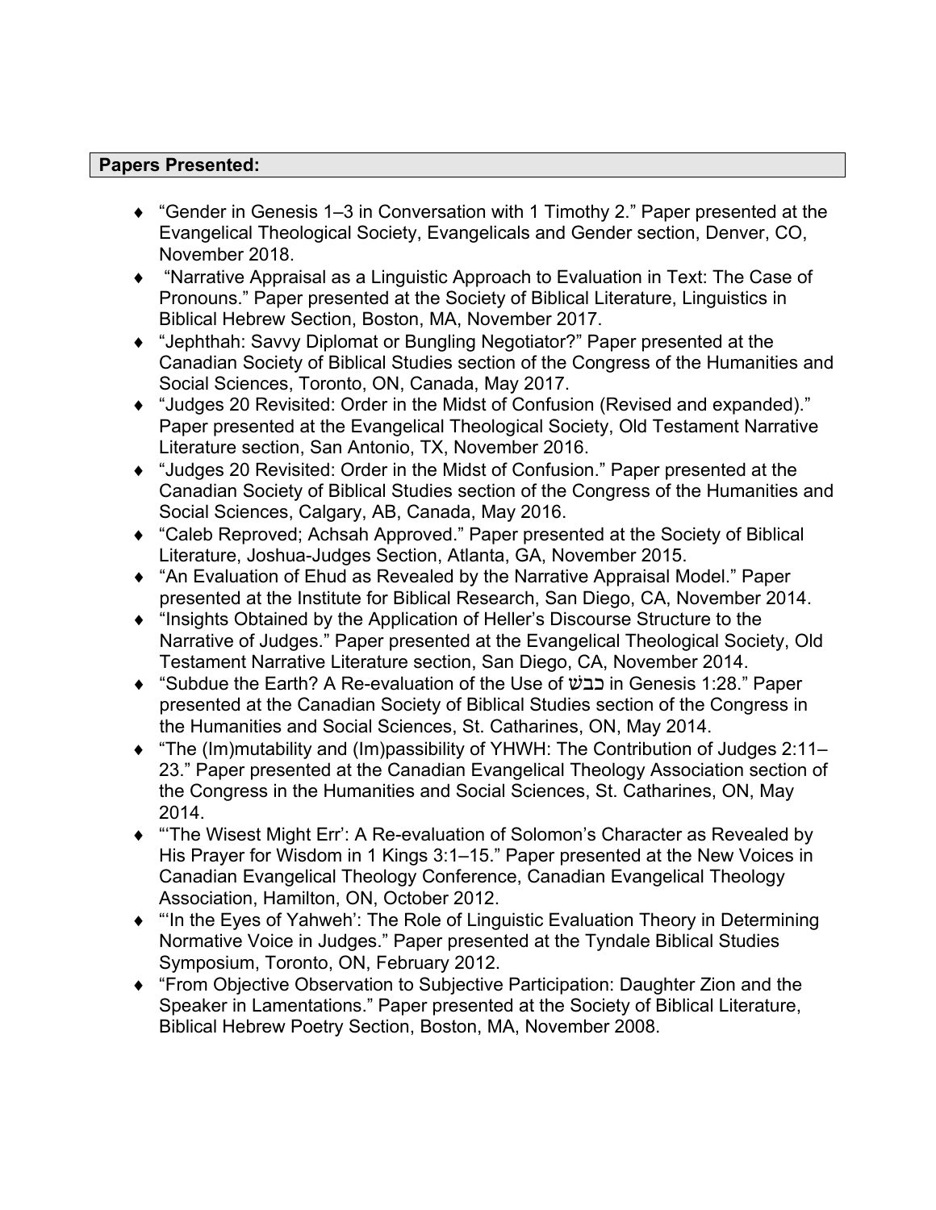**Papers Presented:**

- "Gender in Genesis 1–3 in Conversation with 1 Timothy 2." Paper presented at the Evangelical Theological Society, Evangelicals and Gender section, Denver, CO, November 2018.
- "Narrative Appraisal as a Linguistic Approach to Evaluation in Text: The Case of Pronouns." Paper presented at the Society of Biblical Literature, Linguistics in Biblical Hebrew Section, Boston, MA, November 2017.
- "Jephthah: Savvy Diplomat or Bungling Negotiator?" Paper presented at the Canadian Society of Biblical Studies section of the Congress of the Humanities and Social Sciences, Toronto, ON, Canada, May 2017.
- "Judges 20 Revisited: Order in the Midst of Confusion (Revised and expanded)." Paper presented at the Evangelical Theological Society, Old Testament Narrative Literature section, San Antonio, TX, November 2016.
- "Judges 20 Revisited: Order in the Midst of Confusion." Paper presented at the Canadian Society of Biblical Studies section of the Congress of the Humanities and Social Sciences, Calgary, AB, Canada, May 2016.
- "Caleb Reproved; Achsah Approved." Paper presented at the Society of Biblical Literature, Joshua-Judges Section, Atlanta, GA, November 2015.
- "An Evaluation of Ehud as Revealed by the Narrative Appraisal Model." Paper presented at the Institute for Biblical Research, San Diego, CA, November 2014.
- "Insights Obtained by the Application of Heller's Discourse Structure to the Narrative of Judges." Paper presented at the Evangelical Theological Society, Old Testament Narrative Literature section, San Diego, CA, November 2014.
- "Subdue the Earth? A Re-evaluation of the Use of כבשׁ in Genesis 1:28." Paper presented at the Canadian Society of Biblical Studies section of the Congress in the Humanities and Social Sciences, St. Catharines, ON, May 2014.
- "The (Im)mutability and (Im)passibility of YHWH: The Contribution of Judges 2:11–23." Paper presented at the Canadian Evangelical Theology Association section of the Congress in the Humanities and Social Sciences, St. Catharines, ON, May 2014.
- "'The Wisest Might Err': A Re-evaluation of Solomon's Character as Revealed by His Prayer for Wisdom in 1 Kings 3:1–15." Paper presented at the New Voices in Canadian Evangelical Theology Conference, Canadian Evangelical Theology Association, Hamilton, ON, October 2012.
- "'In the Eyes of Yahweh': The Role of Linguistic Evaluation Theory in Determining Normative Voice in Judges." Paper presented at the Tyndale Biblical Studies Symposium, Toronto, ON, February 2012.
- "From Objective Observation to Subjective Participation: Daughter Zion and the Speaker in Lamentations." Paper presented at the Society of Biblical Literature, Biblical Hebrew Poetry Section, Boston, MA, November 2008.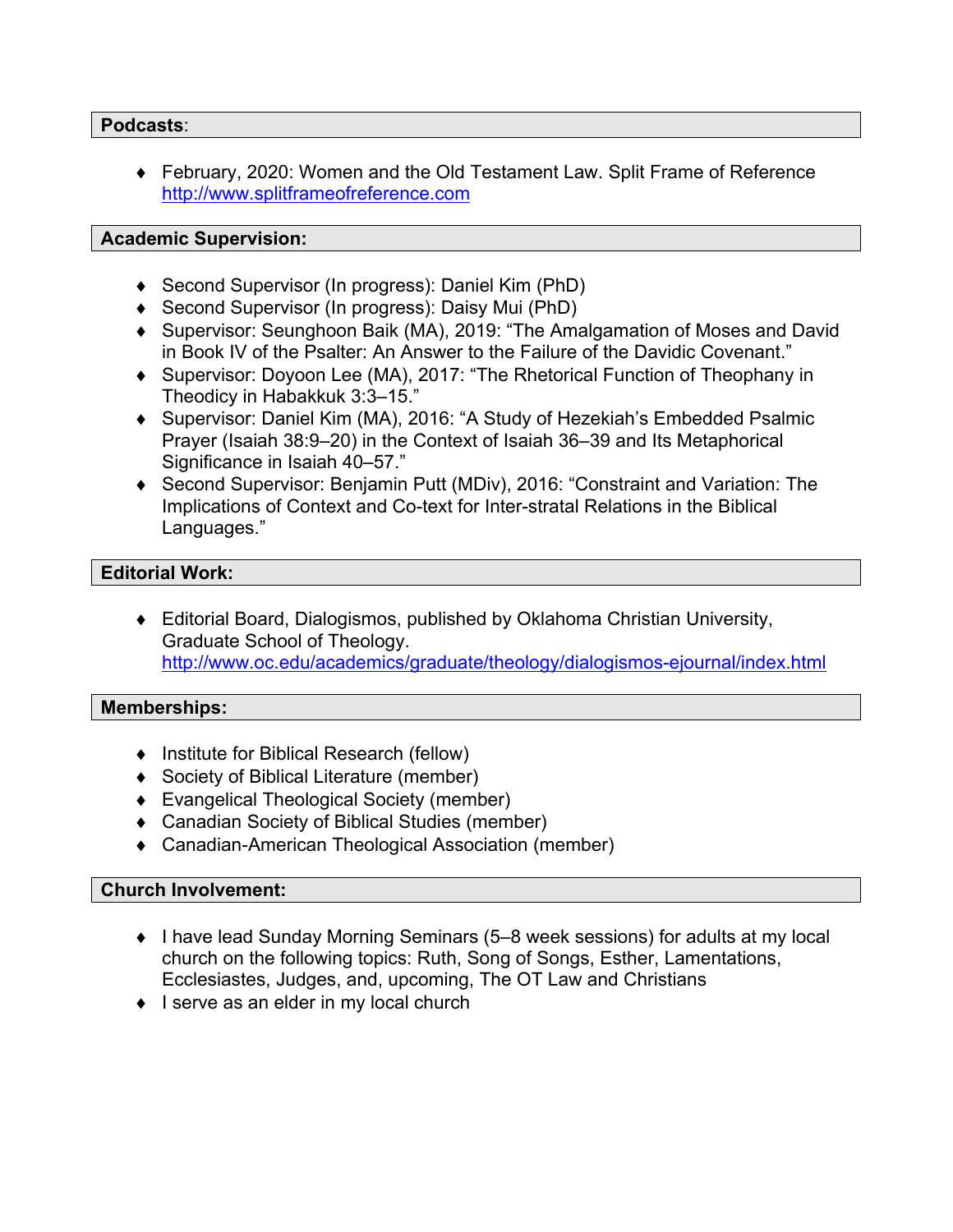## **Podcasts**:

- February, 2020: Women and the Old Testament Law. Split Frame of Reference http://www.splitframeofreference.com

## **Academic Supervision:**

- Second Supervisor (In progress): Daniel Kim (PhD)
- Second Supervisor (In progress): Daisy Mui (PhD)
- Supervisor: Seunghoon Baik (MA), 2019: "The Amalgamation of Moses and David in Book IV of the Psalter: An Answer to the Failure of the Davidic Covenant."
- Supervisor: Doyoon Lee (MA), 2017: "The Rhetorical Function of Theophany in Theodicy in Habakkuk 3:3–15."
- Supervisor: Daniel Kim (MA), 2016: "A Study of Hezekiah's Embedded Psalmic Prayer (Isaiah 38:9–20) in the Context of Isaiah 36–39 and Its Metaphorical Significance in Isaiah 40–57."
- Second Supervisor: Benjamin Putt (MDiv), 2016: "Constraint and Variation: The Implications of Context and Co-text for Inter-stratal Relations in the Biblical Languages."

## **Editorial Work:**

- Editorial Board, Dialogismos, published by Oklahoma Christian University, Graduate School of Theology. http://www.oc.edu/academics/graduate/theology/dialogismos-ejournal/index.html

## **Memberships:**

- Institute for Biblical Research (fellow)
- Society of Biblical Literature (member)
- Evangelical Theological Society (member)
- Canadian Society of Biblical Studies (member)
- Canadian-American Theological Association (member)

## **Church Involvement:**

- I have lead Sunday Morning Seminars (5–8 week sessions) for adults at my local church on the following topics: Ruth, Song of Songs, Esther, Lamentations, Ecclesiastes, Judges, and, upcoming, The OT Law and Christians
- I serve as an elder in my local church